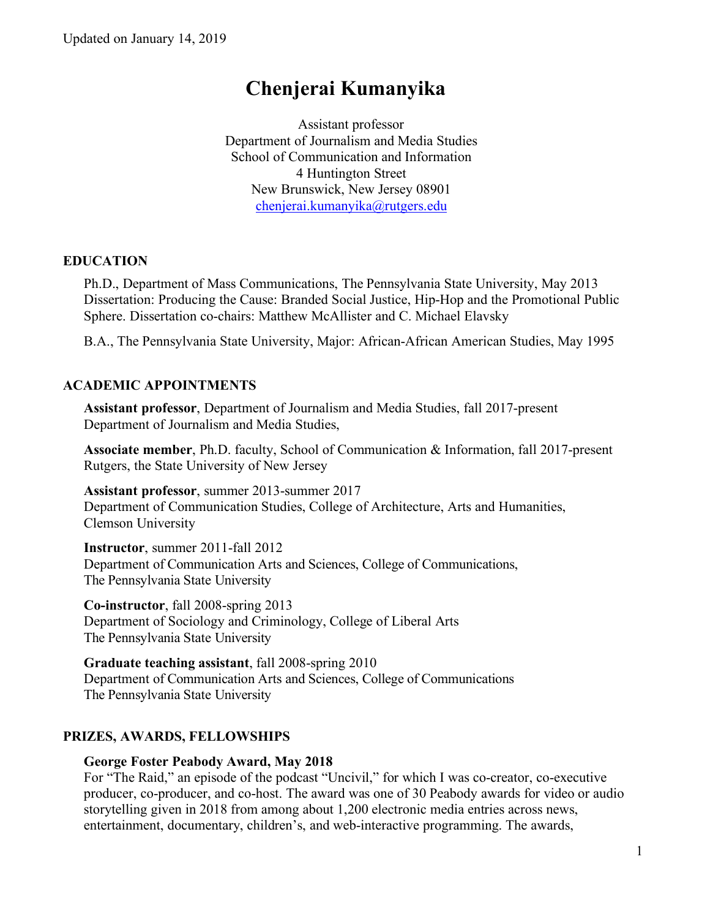Updated on January 14, 2019

# Chenjerai Kumanyika

Assistant professor
Department of Journalism and Media Studies
School of Communication and Information
4 Huntington Street
New Brunswick, New Jersey 08901
chenjerai.kumanyika@rutgers.edu

## EDUCATION

Ph.D., Department of Mass Communications, The Pennsylvania State University, May 2013
Dissertation: Producing the Cause: Branded Social Justice, Hip-Hop and the Promotional Public Sphere. Dissertation co-chairs: Matthew McAllister and C. Michael Elavsky

B.A., The Pennsylvania State University, Major: African-African American Studies, May 1995

## ACADEMIC APPOINTMENTS

**Assistant professor**, Department of Journalism and Media Studies, fall 2017-present
Department of Journalism and Media Studies,

**Associate member**, Ph.D. faculty, School of Communication & Information, fall 2017-present
Rutgers, the State University of New Jersey

**Assistant professor**, summer 2013-summer 2017
Department of Communication Studies, College of Architecture, Arts and Humanities, Clemson University

**Instructor**, summer 2011-fall 2012
Department of Communication Arts and Sciences, College of Communications, The Pennsylvania State University

**Co-instructor**, fall 2008-spring 2013
Department of Sociology and Criminology, College of Liberal Arts
The Pennsylvania State University

**Graduate teaching assistant**, fall 2008-spring 2010
Department of Communication Arts and Sciences, College of Communications
The Pennsylvania State University

## PRIZES, AWARDS, FELLOWSHIPS

**George Foster Peabody Award, May 2018**
For "The Raid," an episode of the podcast "Uncivil," for which I was co-creator, co-executive producer, co-producer, and co-host. The award was one of 30 Peabody awards for video or audio storytelling given in 2018 from among about 1,200 electronic media entries across news, entertainment, documentary, children's, and web-interactive programming. The awards,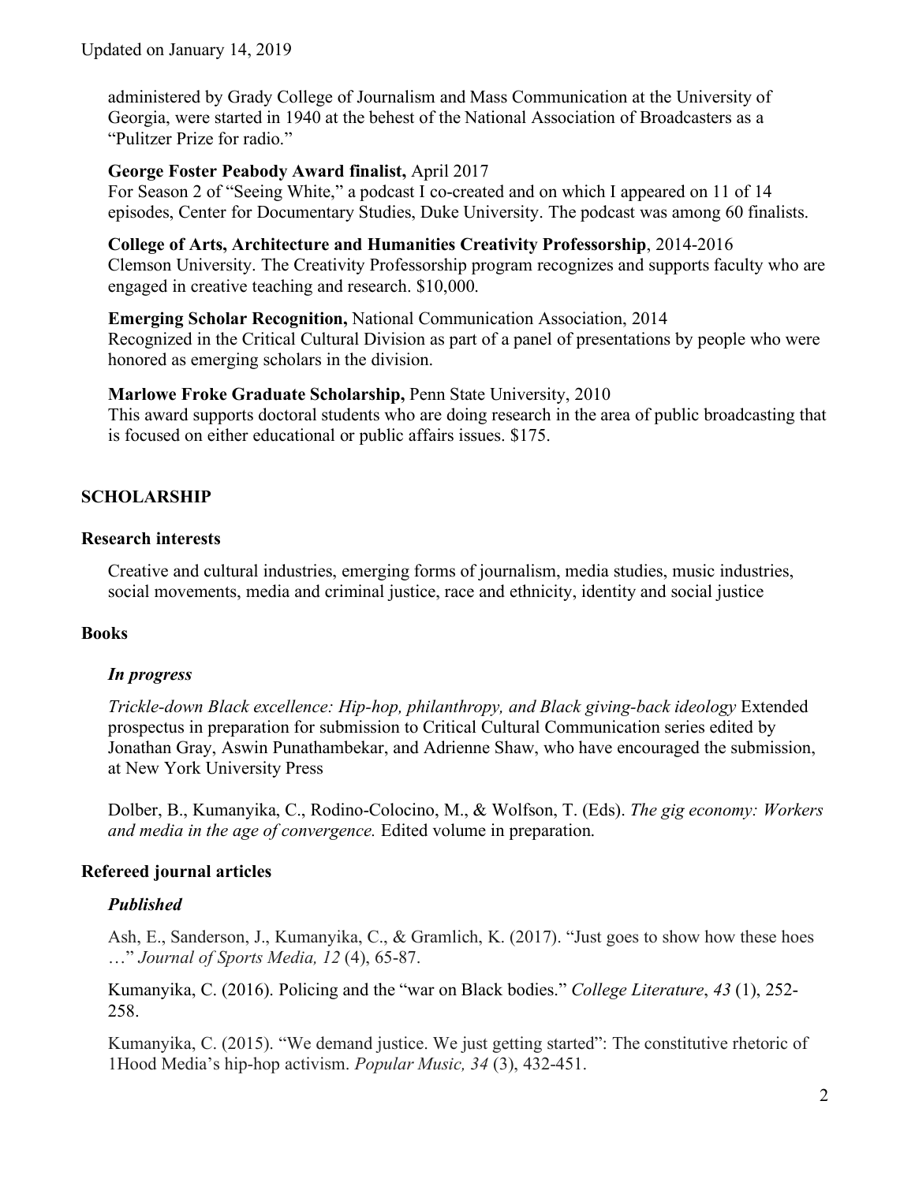administered by Grady College of Journalism and Mass Communication at the University of Georgia, were started in 1940 at the behest of the National Association of Broadcasters as a "Pulitzer Prize for radio."

**George Foster Peabody Award finalist,** April 2017
For Season 2 of "Seeing White," a podcast I co-created and on which I appeared on 11 of 14 episodes, Center for Documentary Studies, Duke University. The podcast was among 60 finalists.

**College of Arts, Architecture and Humanities Creativity Professorship**, 2014-2016
Clemson University. The Creativity Professorship program recognizes and supports faculty who are engaged in creative teaching and research. $10,000.

**Emerging Scholar Recognition,** National Communication Association, 2014
Recognized in the Critical Cultural Division as part of a panel of presentations by people who were honored as emerging scholars in the division.

**Marlowe Froke Graduate Scholarship,** Penn State University, 2010
This award supports doctoral students who are doing research in the area of public broadcasting that is focused on either educational or public affairs issues. $175.

## SCHOLARSHIP

### Research interests

Creative and cultural industries, emerging forms of journalism, media studies, music industries, social movements, media and criminal justice, race and ethnicity, identity and social justice

### Books

#### *In progress*

*Trickle-down Black excellence: Hip-hop, philanthropy, and Black giving-back ideology* Extended prospectus in preparation for submission to Critical Cultural Communication series edited by Jonathan Gray, Aswin Punathambekar, and Adrienne Shaw, who have encouraged the submission, at New York University Press

Dolber, B., Kumanyika, C., Rodino-Colocino, M., & Wolfson, T. (Eds). *The gig economy: Workers and media in the age of convergence.* Edited volume in preparation.

### Refereed journal articles

#### *Published*

Ash, E., Sanderson, J., Kumanyika, C., & Gramlich, K. (2017). "Just goes to show how these hoes …" *Journal of Sports Media, 12* (4), 65-87.

Kumanyika, C. (2016). Policing and the "war on Black bodies." *College Literature*, *43* (1), 252-258.

Kumanyika, C. (2015). "We demand justice. We just getting started": The constitutive rhetoric of 1Hood Media's hip-hop activism. *Popular Music, 34* (3), 432-451.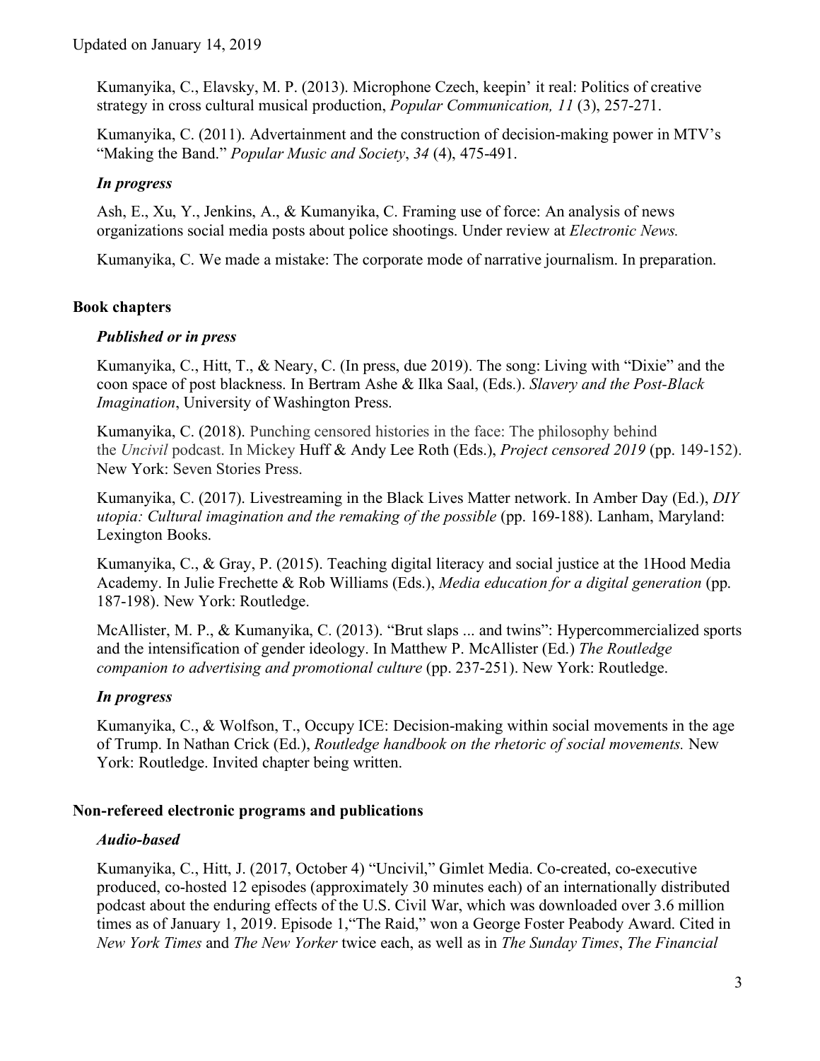Kumanyika, C., Elavsky, M. P. (2013). Microphone Czech, keepin' it real: Politics of creative strategy in cross cultural musical production, *Popular Communication, 11* (3), 257-271.

Kumanyika, C. (2011). Advertainment and the construction of decision-making power in MTV's "Making the Band." *Popular Music and Society*, *34* (4), 475-491.

### *In progress*

Ash, E., Xu, Y., Jenkins, A., & Kumanyika, C. Framing use of force: An analysis of news organizations social media posts about police shootings. Under review at *Electronic News.*

Kumanyika, C. We made a mistake: The corporate mode of narrative journalism. In preparation.

## **Book chapters**

### *Published or in press*

Kumanyika, C., Hitt, T., & Neary, C. (In press, due 2019). The song: Living with "Dixie" and the coon space of post blackness. In Bertram Ashe & Ilka Saal, (Eds.). *Slavery and the Post-Black Imagination*, University of Washington Press.

Kumanyika, C. (2018). Punching censored histories in the face: The philosophy behind the *Uncivil* podcast. In Mickey Huff & Andy Lee Roth (Eds.), *Project censored 2019* (pp. 149-152). New York: Seven Stories Press.

Kumanyika, C. (2017). Livestreaming in the Black Lives Matter network. In Amber Day (Ed.), *DIY utopia: Cultural imagination and the remaking of the possible* (pp. 169-188). Lanham, Maryland: Lexington Books.

Kumanyika, C., & Gray, P. (2015). Teaching digital literacy and social justice at the 1Hood Media Academy. In Julie Frechette & Rob Williams (Eds.), *Media education for a digital generation* (pp. 187-198). New York: Routledge.

McAllister, M. P., & Kumanyika, C. (2013). "Brut slaps ... and twins": Hypercommercialized sports and the intensification of gender ideology. In Matthew P. McAllister (Ed.) *The Routledge companion to advertising and promotional culture* (pp. 237-251). New York: Routledge.

### *In progress*

Kumanyika, C., & Wolfson, T., Occupy ICE: Decision-making within social movements in the age of Trump. In Nathan Crick (Ed.), *Routledge handbook on the rhetoric of social movements.* New York: Routledge. Invited chapter being written.

## **Non-refereed electronic programs and publications**

### *Audio-based*

Kumanyika, C., Hitt, J. (2017, October 4) "Uncivil," Gimlet Media. Co-created, co-executive produced, co-hosted 12 episodes (approximately 30 minutes each) of an internationally distributed podcast about the enduring effects of the U.S. Civil War, which was downloaded over 3.6 million times as of January 1, 2019. Episode 1,"The Raid," won a George Foster Peabody Award. Cited in *New York Times* and *The New Yorker* twice each, as well as in *The Sunday Times*, *The Financial*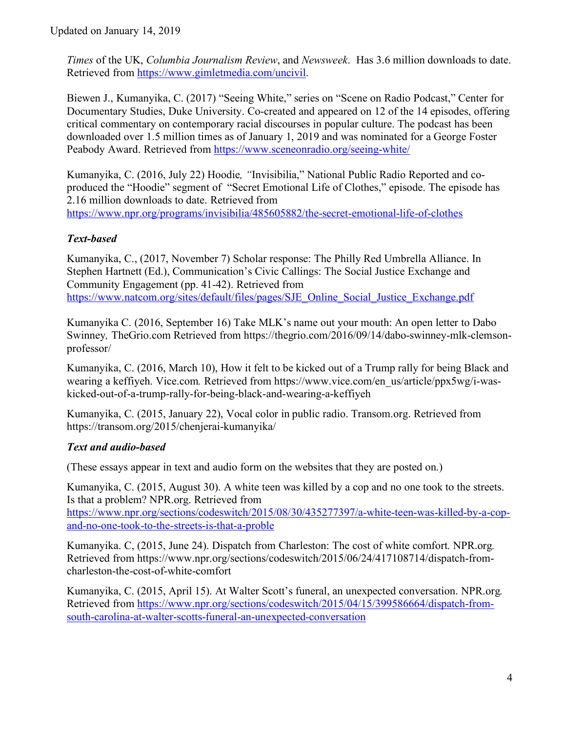*Times* of the UK, *Columbia Journalism Review*, and *Newsweek*. Has 3.6 million downloads to date. Retrieved from https://www.gimletmedia.com/uncivil.

Biewen J., Kumanyika, C. (2017) "Seeing White," series on "Scene on Radio Podcast," Center for Documentary Studies, Duke University. Co-created and appeared on 12 of the 14 episodes, offering critical commentary on contemporary racial discourses in popular culture. The podcast has been downloaded over 1.5 million times as of January 1, 2019 and was nominated for a George Foster Peabody Award. Retrieved from https://www.sceneonradio.org/seeing-white/

Kumanyika, C. (2016, July 22) Hoodie*, "*Invisibilia," National Public Radio Reported and co-produced the "Hoodie" segment of "Secret Emotional Life of Clothes," episode. The episode has 2.16 million downloads to date. Retrieved from https://www.npr.org/programs/invisibilia/485605882/the-secret-emotional-life-of-clothes

***Text-based***

Kumanyika, C., (2017, November 7) Scholar response: The Philly Red Umbrella Alliance. In Stephen Hartnett (Ed.), Communication's Civic Callings: The Social Justice Exchange and Community Engagement (pp. 41-42). Retrieved from https://www.natcom.org/sites/default/files/pages/SJE_Online_Social_Justice_Exchange.pdf

Kumanyika C. (2016, September 16) Take MLK's name out your mouth: An open letter to Dabo Swinney*,* TheGrio.com Retrieved from https://thegrio.com/2016/09/14/dabo-swinney-mlk-clemson-professor/

Kumanyika, C. (2016, March 10), How it felt to be kicked out of a Trump rally for being Black and wearing a keffiyeh. Vice.com*.* Retrieved from https://www.vice.com/en_us/article/ppx5wg/i-was-kicked-out-of-a-trump-rally-for-being-black-and-wearing-a-keffiyeh

Kumanyika, C. (2015, January 22), Vocal color in public radio. Transom.org. Retrieved from https://transom.org/2015/chenjerai-kumanyika/

***Text and audio-based***

(These essays appear in text and audio form on the websites that they are posted on.)

Kumanyika, C. (2015, August 30). A white teen was killed by a cop and no one took to the streets. Is that a problem? NPR.org. Retrieved from https://www.npr.org/sections/codeswitch/2015/08/30/435277397/a-white-teen-was-killed-by-a-cop-and-no-one-took-to-the-streets-is-that-a-proble

Kumanyika. C, (2015, June 24). Dispatch from Charleston: The cost of white comfort. NPR.org*.* Retrieved from https://www.npr.org/sections/codeswitch/2015/06/24/417108714/dispatch-from-charleston-the-cost-of-white-comfort

Kumanyika, C. (2015, April 15). At Walter Scott's funeral, an unexpected conversation. NPR.org*.* Retrieved from https://www.npr.org/sections/codeswitch/2015/04/15/399586664/dispatch-from-south-carolina-at-walter-scotts-funeral-an-unexpected-conversation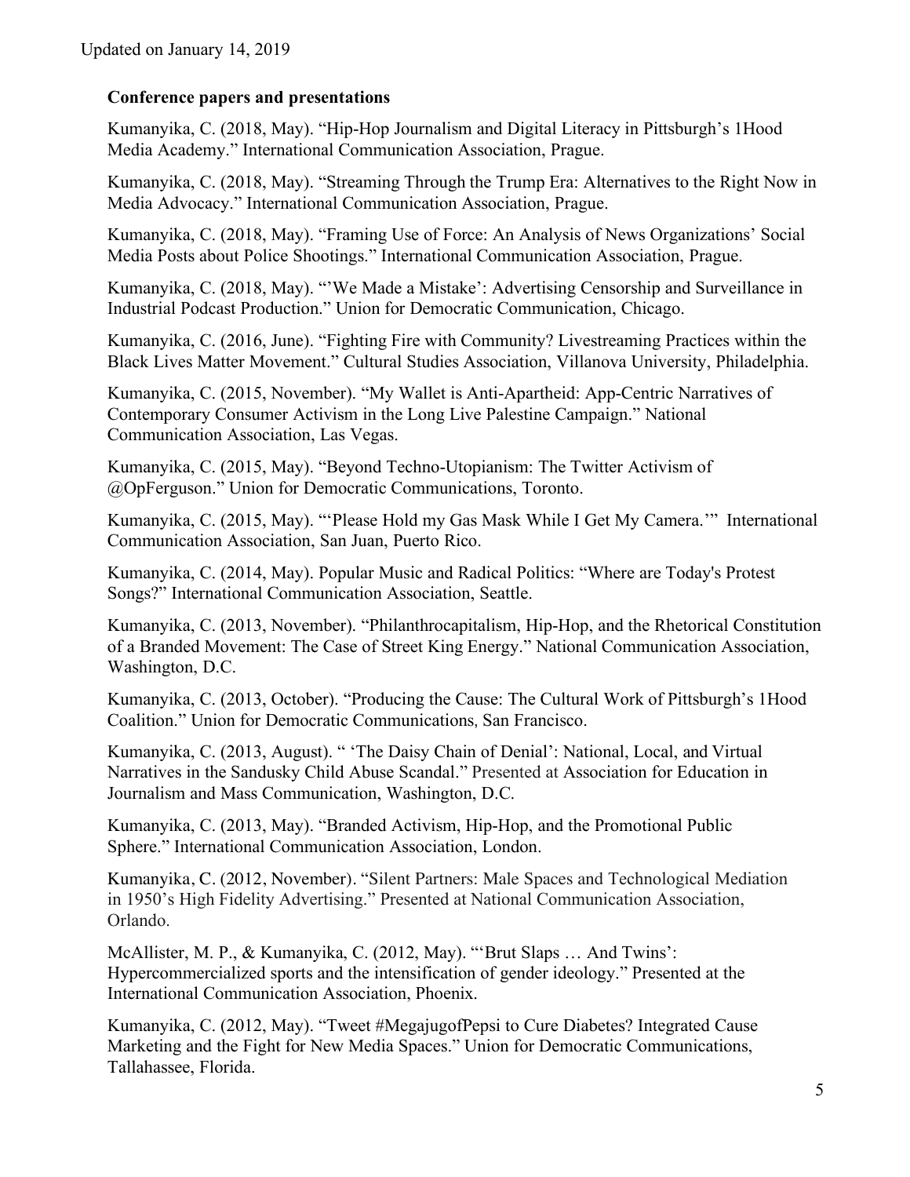**Conference papers and presentations**

Kumanyika, C. (2018, May). "Hip-Hop Journalism and Digital Literacy in Pittsburgh's 1Hood Media Academy." International Communication Association, Prague.

Kumanyika, C. (2018, May). "Streaming Through the Trump Era: Alternatives to the Right Now in Media Advocacy." International Communication Association, Prague.

Kumanyika, C. (2018, May). "Framing Use of Force: An Analysis of News Organizations' Social Media Posts about Police Shootings." International Communication Association, Prague.

Kumanyika, C. (2018, May). "'We Made a Mistake': Advertising Censorship and Surveillance in Industrial Podcast Production." Union for Democratic Communication, Chicago.

Kumanyika, C. (2016, June). "Fighting Fire with Community? Livestreaming Practices within the Black Lives Matter Movement." Cultural Studies Association, Villanova University, Philadelphia.

Kumanyika, C. (2015, November). "My Wallet is Anti-Apartheid: App-Centric Narratives of Contemporary Consumer Activism in the Long Live Palestine Campaign." National Communication Association, Las Vegas.

Kumanyika, C. (2015, May). "Beyond Techno-Utopianism: The Twitter Activism of @OpFerguson." Union for Democratic Communications, Toronto.

Kumanyika, C. (2015, May). "'Please Hold my Gas Mask While I Get My Camera.'" International Communication Association, San Juan, Puerto Rico.

Kumanyika, C. (2014, May). Popular Music and Radical Politics: "Where are Today's Protest Songs?" International Communication Association, Seattle.

Kumanyika, C. (2013, November). "Philanthrocapitalism, Hip-Hop, and the Rhetorical Constitution of a Branded Movement: The Case of Street King Energy." National Communication Association, Washington, D.C.

Kumanyika, C. (2013, October). "Producing the Cause: The Cultural Work of Pittsburgh's 1Hood Coalition." Union for Democratic Communications, San Francisco.

Kumanyika, C. (2013, August). " 'The Daisy Chain of Denial': National, Local, and Virtual Narratives in the Sandusky Child Abuse Scandal." Presented at Association for Education in Journalism and Mass Communication, Washington, D.C.

Kumanyika, C. (2013, May). "Branded Activism, Hip-Hop, and the Promotional Public Sphere." International Communication Association, London.

Kumanyika, C. (2012, November). "Silent Partners: Male Spaces and Technological Mediation in 1950's High Fidelity Advertising." Presented at National Communication Association, Orlando.

McAllister, M. P., & Kumanyika, C. (2012, May). "'Brut Slaps … And Twins': Hypercommercialized sports and the intensification of gender ideology." Presented at the International Communication Association, Phoenix.

Kumanyika, C. (2012, May). "Tweet #MegajugofPepsi to Cure Diabetes? Integrated Cause Marketing and the Fight for New Media Spaces." Union for Democratic Communications, Tallahassee, Florida.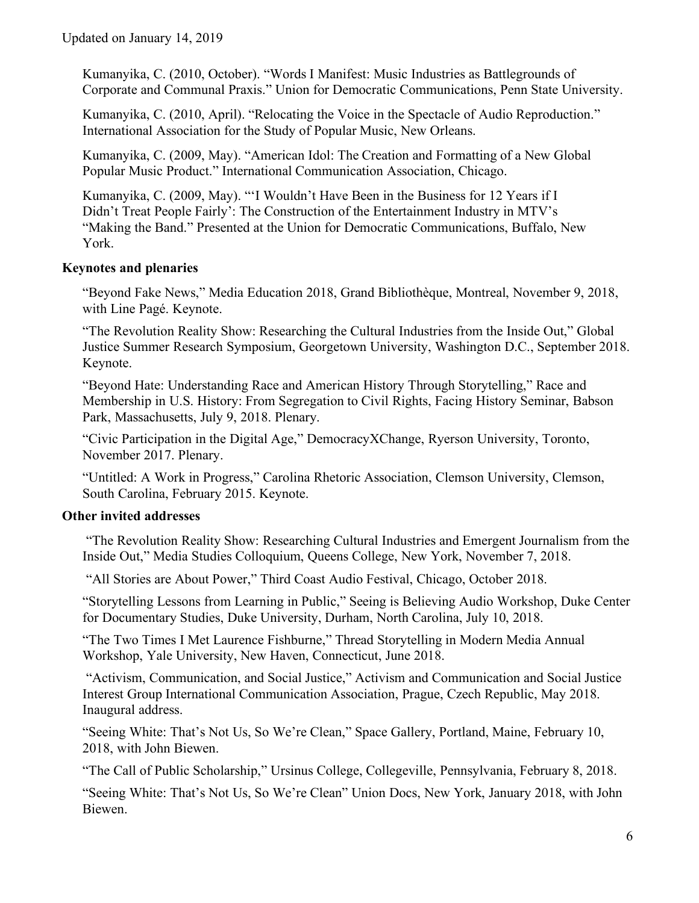Kumanyika, C. (2010, October). "Words I Manifest: Music Industries as Battlegrounds of Corporate and Communal Praxis." Union for Democratic Communications, Penn State University.

Kumanyika, C. (2010, April). "Relocating the Voice in the Spectacle of Audio Reproduction." International Association for the Study of Popular Music, New Orleans.

Kumanyika, C. (2009, May). "American Idol: The Creation and Formatting of a New Global Popular Music Product." International Communication Association, Chicago.

Kumanyika, C. (2009, May). "'I Wouldn't Have Been in the Business for 12 Years if I Didn't Treat People Fairly': The Construction of the Entertainment Industry in MTV's "Making the Band." Presented at the Union for Democratic Communications, Buffalo, New York.

### Keynotes and plenaries

"Beyond Fake News," Media Education 2018, Grand Bibliothèque, Montreal, November 9, 2018, with Line Pagé. Keynote.

"The Revolution Reality Show: Researching the Cultural Industries from the Inside Out," Global Justice Summer Research Symposium, Georgetown University, Washington D.C., September 2018. Keynote.

"Beyond Hate: Understanding Race and American History Through Storytelling," Race and Membership in U.S. History: From Segregation to Civil Rights, Facing History Seminar, Babson Park, Massachusetts, July 9, 2018. Plenary.

"Civic Participation in the Digital Age," DemocracyXChange, Ryerson University, Toronto, November 2017. Plenary.

"Untitled: A Work in Progress," Carolina Rhetoric Association, Clemson University, Clemson, South Carolina, February 2015. Keynote.

### Other invited addresses

"The Revolution Reality Show: Researching Cultural Industries and Emergent Journalism from the Inside Out," Media Studies Colloquium, Queens College, New York, November 7, 2018.

"All Stories are About Power," Third Coast Audio Festival, Chicago, October 2018.

"Storytelling Lessons from Learning in Public," Seeing is Believing Audio Workshop, Duke Center for Documentary Studies, Duke University, Durham, North Carolina, July 10, 2018.

"The Two Times I Met Laurence Fishburne," Thread Storytelling in Modern Media Annual Workshop, Yale University, New Haven, Connecticut, June 2018.

"Activism, Communication, and Social Justice," Activism and Communication and Social Justice Interest Group International Communication Association, Prague, Czech Republic, May 2018. Inaugural address.

"Seeing White: That's Not Us, So We're Clean," Space Gallery, Portland, Maine, February 10, 2018, with John Biewen.

"The Call of Public Scholarship," Ursinus College, Collegeville, Pennsylvania, February 8, 2018.

"Seeing White: That's Not Us, So We're Clean" Union Docs, New York, January 2018, with John Biewen.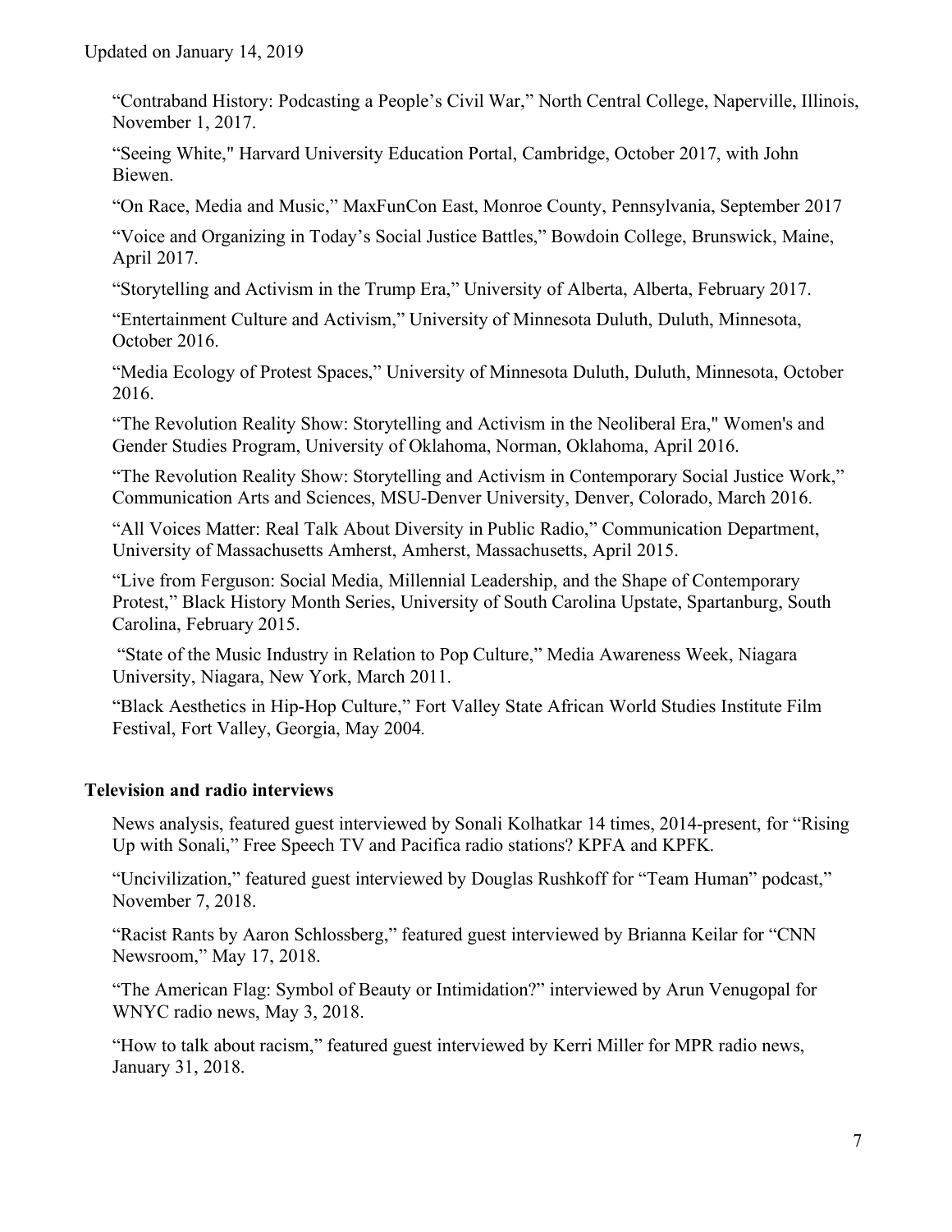"Contraband History: Podcasting a People's Civil War," North Central College, Naperville, Illinois, November 1, 2017.

"Seeing White," Harvard University Education Portal, Cambridge, October 2017, with John Biewen.

"On Race, Media and Music," MaxFunCon East, Monroe County, Pennsylvania, September 2017

"Voice and Organizing in Today's Social Justice Battles," Bowdoin College, Brunswick, Maine, April 2017.

"Storytelling and Activism in the Trump Era," University of Alberta, Alberta, February 2017.

"Entertainment Culture and Activism," University of Minnesota Duluth, Duluth, Minnesota, October 2016.

"Media Ecology of Protest Spaces," University of Minnesota Duluth, Duluth, Minnesota, October 2016.

"The Revolution Reality Show: Storytelling and Activism in the Neoliberal Era," Women's and Gender Studies Program, University of Oklahoma, Norman, Oklahoma, April 2016.

"The Revolution Reality Show: Storytelling and Activism in Contemporary Social Justice Work," Communication Arts and Sciences, MSU-Denver University, Denver, Colorado, March 2016.

"All Voices Matter: Real Talk About Diversity in Public Radio," Communication Department, University of Massachusetts Amherst, Amherst, Massachusetts, April 2015.

"Live from Ferguson: Social Media, Millennial Leadership, and the Shape of Contemporary Protest," Black History Month Series, University of South Carolina Upstate, Spartanburg, South Carolina, February 2015.

"State of the Music Industry in Relation to Pop Culture," Media Awareness Week, Niagara University, Niagara, New York, March 2011.

"Black Aesthetics in Hip-Hop Culture," Fort Valley State African World Studies Institute Film Festival, Fort Valley, Georgia, May 2004.

**Television and radio interviews**

News analysis, featured guest interviewed by Sonali Kolhatkar 14 times, 2014-present, for "Rising Up with Sonali," Free Speech TV and Pacifica radio stations? KPFA and KPFK.

"Uncivilization," featured guest interviewed by Douglas Rushkoff for "Team Human" podcast," November 7, 2018.

"Racist Rants by Aaron Schlossberg," featured guest interviewed by Brianna Keilar for "CNN Newsroom," May 17, 2018.

"The American Flag: Symbol of Beauty or Intimidation?" interviewed by Arun Venugopal for WNYC radio news, May 3, 2018.

"How to talk about racism," featured guest interviewed by Kerri Miller for MPR radio news, January 31, 2018.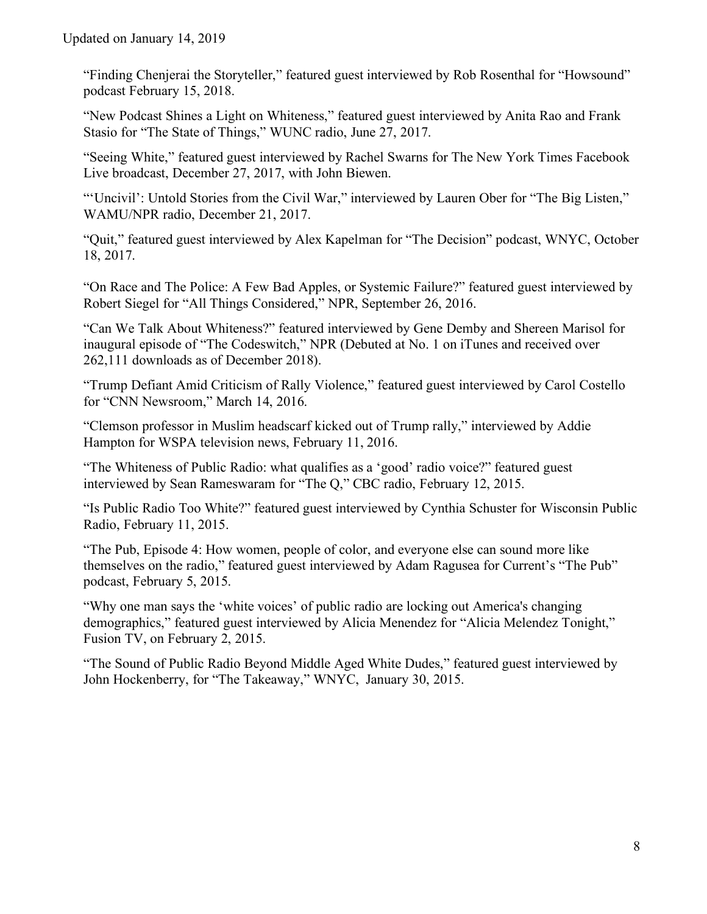"Finding Chenjerai the Storyteller," featured guest interviewed by Rob Rosenthal for "Howsound" podcast February 15, 2018.

"New Podcast Shines a Light on Whiteness," featured guest interviewed by Anita Rao and Frank Stasio for "The State of Things," WUNC radio, June 27, 2017.

"Seeing White," featured guest interviewed by Rachel Swarns for The New York Times Facebook Live broadcast, December 27, 2017, with John Biewen.

"'Uncivil': Untold Stories from the Civil War," interviewed by Lauren Ober for "The Big Listen," WAMU/NPR radio, December 21, 2017.

"Quit," featured guest interviewed by Alex Kapelman for "The Decision" podcast, WNYC, October 18, 2017.

"On Race and The Police: A Few Bad Apples, or Systemic Failure?" featured guest interviewed by Robert Siegel for "All Things Considered," NPR, September 26, 2016.

"Can We Talk About Whiteness?" featured interviewed by Gene Demby and Shereen Marisol for inaugural episode of "The Codeswitch," NPR (Debuted at No. 1 on iTunes and received over 262,111 downloads as of December 2018).

"Trump Defiant Amid Criticism of Rally Violence," featured guest interviewed by Carol Costello for "CNN Newsroom," March 14, 2016.

"Clemson professor in Muslim headscarf kicked out of Trump rally," interviewed by Addie Hampton for WSPA television news, February 11, 2016.

"The Whiteness of Public Radio: what qualifies as a 'good' radio voice?" featured guest interviewed by Sean Rameswaram for "The Q," CBC radio, February 12, 2015.

"Is Public Radio Too White?" featured guest interviewed by Cynthia Schuster for Wisconsin Public Radio, February 11, 2015.

"The Pub, Episode 4: How women, people of color, and everyone else can sound more like themselves on the radio," featured guest interviewed by Adam Ragusea for Current's "The Pub" podcast, February 5, 2015.

"Why one man says the 'white voices' of public radio are locking out America's changing demographics," featured guest interviewed by Alicia Menendez for "Alicia Melendez Tonight," Fusion TV, on February 2, 2015.

"The Sound of Public Radio Beyond Middle Aged White Dudes," featured guest interviewed by John Hockenberry, for "The Takeaway," WNYC, January 30, 2015.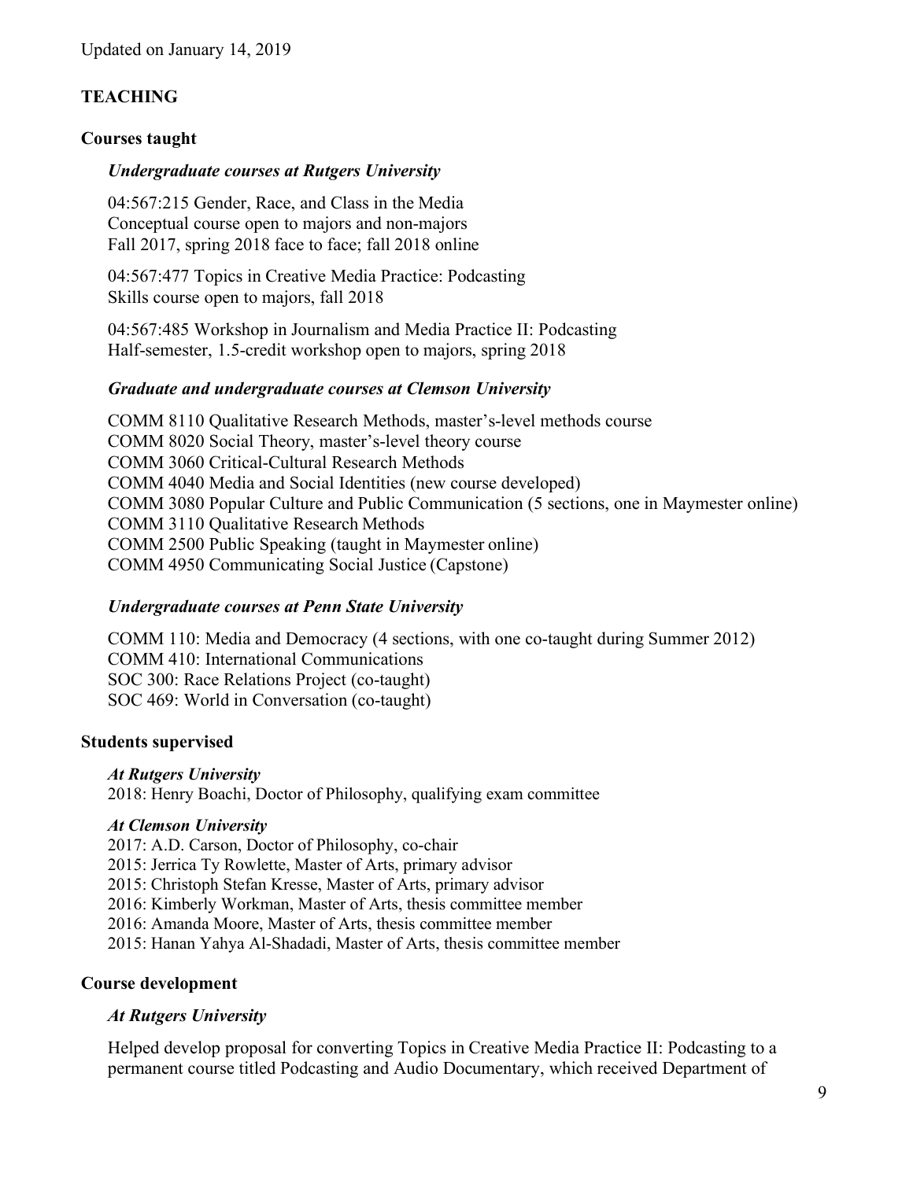Updated on January 14, 2019

## TEACHING

### Courses taught

#### *Undergraduate courses at Rutgers University*

04:567:215 Gender, Race, and Class in the Media
Conceptual course open to majors and non-majors
Fall 2017, spring 2018 face to face; fall 2018 online

04:567:477 Topics in Creative Media Practice: Podcasting
Skills course open to majors, fall 2018

04:567:485 Workshop in Journalism and Media Practice II: Podcasting
Half-semester, 1.5-credit workshop open to majors, spring 2018

#### *Graduate and undergraduate courses at Clemson University*

COMM 8110 Qualitative Research Methods, master's-level methods course
COMM 8020 Social Theory, master's-level theory course
COMM 3060 Critical-Cultural Research Methods
COMM 4040 Media and Social Identities (new course developed)
COMM 3080 Popular Culture and Public Communication (5 sections, one in Maymester online)
COMM 3110 Qualitative Research Methods
COMM 2500 Public Speaking (taught in Maymester online)
COMM 4950 Communicating Social Justice (Capstone)

#### *Undergraduate courses at Penn State University*

COMM 110: Media and Democracy (4 sections, with one co-taught during Summer 2012)
COMM 410: International Communications
SOC 300: Race Relations Project (co-taught)
SOC 469: World in Conversation (co-taught)

### Students supervised

#### *At Rutgers University*

2018: Henry Boachi, Doctor of Philosophy, qualifying exam committee

#### *At Clemson University*

2017: A.D. Carson, Doctor of Philosophy, co-chair
2015: Jerrica Ty Rowlette, Master of Arts, primary advisor
2015: Christoph Stefan Kresse, Master of Arts, primary advisor
2016: Kimberly Workman, Master of Arts, thesis committee member
2016: Amanda Moore, Master of Arts, thesis committee member
2015: Hanan Yahya Al-Shadadi, Master of Arts, thesis committee member

### Course development

#### *At Rutgers University*

Helped develop proposal for converting Topics in Creative Media Practice II: Podcasting to a permanent course titled Podcasting and Audio Documentary, which received Department of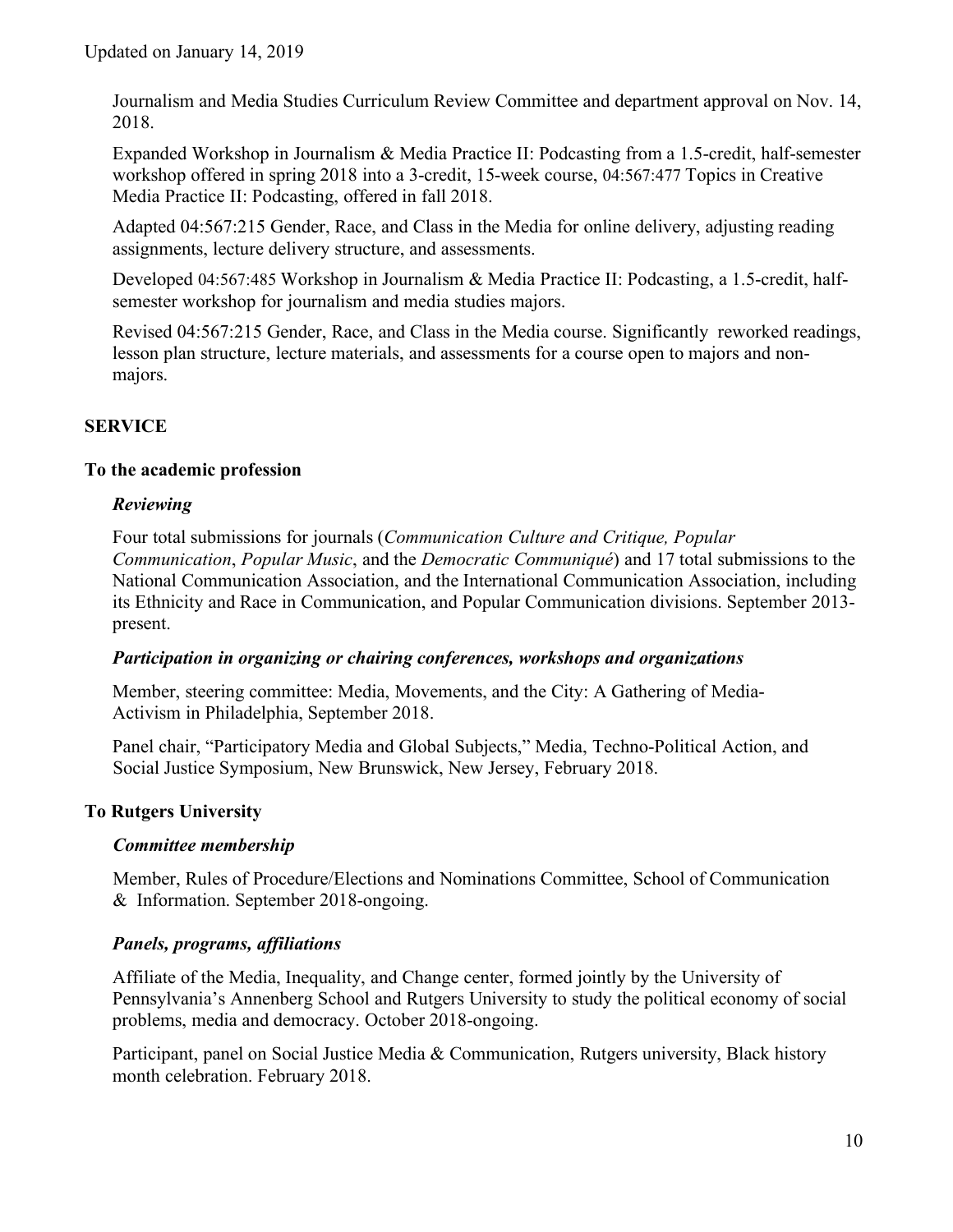Journalism and Media Studies Curriculum Review Committee and department approval on Nov. 14, 2018.

Expanded Workshop in Journalism & Media Practice II: Podcasting from a 1.5-credit, half-semester workshop offered in spring 2018 into a 3-credit, 15-week course, 04:567:477 Topics in Creative Media Practice II: Podcasting, offered in fall 2018.

Adapted 04:567:215 Gender, Race, and Class in the Media for online delivery, adjusting reading assignments, lecture delivery structure, and assessments.

Developed 04:567:485 Workshop in Journalism & Media Practice II: Podcasting, a 1.5-credit, half-semester workshop for journalism and media studies majors.

Revised 04:567:215 Gender, Race, and Class in the Media course. Significantly reworked readings, lesson plan structure, lecture materials, and assessments for a course open to majors and non-majors.

## SERVICE

### To the academic profession

#### *Reviewing*

Four total submissions for journals (*Communication Culture and Critique, Popular Communication*, *Popular Music*, and the *Democratic Communiqué*) and 17 total submissions to the National Communication Association, and the International Communication Association, including its Ethnicity and Race in Communication, and Popular Communication divisions. September 2013-present.

#### *Participation in organizing or chairing conferences, workshops and organizations*

Member, steering committee: Media, Movements, and the City: A Gathering of Media-Activism in Philadelphia, September 2018.

Panel chair, "Participatory Media and Global Subjects," Media, Techno-Political Action, and Social Justice Symposium, New Brunswick, New Jersey, February 2018.

### To Rutgers University

#### *Committee membership*

Member, Rules of Procedure/Elections and Nominations Committee, School of Communication & Information. September 2018-ongoing.

#### *Panels, programs, affiliations*

Affiliate of the Media, Inequality, and Change center, formed jointly by the University of Pennsylvania's Annenberg School and Rutgers University to study the political economy of social problems, media and democracy. October 2018-ongoing.

Participant, panel on Social Justice Media & Communication, Rutgers university, Black history month celebration. February 2018.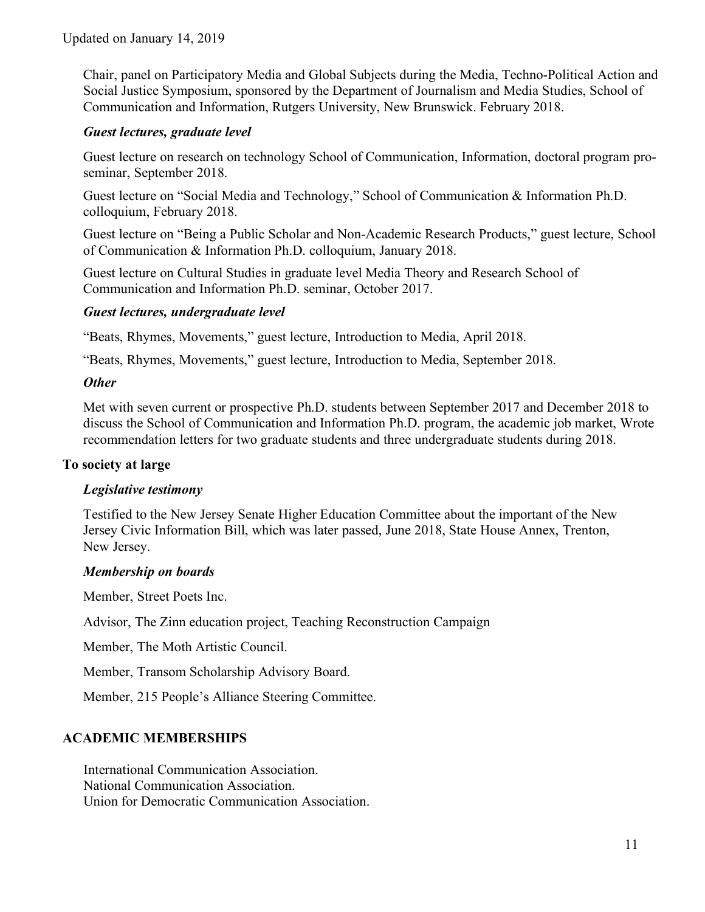Chair, panel on Participatory Media and Global Subjects during the Media, Techno-Political Action and Social Justice Symposium, sponsored by the Department of Journalism and Media Studies, School of Communication and Information, Rutgers University, New Brunswick. February 2018.

***Guest lectures, graduate level***

Guest lecture on research on technology School of Communication, Information, doctoral program pro-seminar, September 2018.

Guest lecture on "Social Media and Technology," School of Communication & Information Ph.D. colloquium, February 2018.

Guest lecture on "Being a Public Scholar and Non-Academic Research Products," guest lecture, School of Communication & Information Ph.D. colloquium, January 2018.

Guest lecture on Cultural Studies in graduate level Media Theory and Research School of Communication and Information Ph.D. seminar, October 2017.

***Guest lectures, undergraduate level***

"Beats, Rhymes, Movements," guest lecture, Introduction to Media, April 2018.

"Beats, Rhymes, Movements," guest lecture, Introduction to Media, September 2018.

***Other***

Met with seven current or prospective Ph.D. students between September 2017 and December 2018 to discuss the School of Communication and Information Ph.D. program, the academic job market, Wrote recommendation letters for two graduate students and three undergraduate students during 2018.

**To society at large**

***Legislative testimony***

Testified to the New Jersey Senate Higher Education Committee about the important of the New Jersey Civic Information Bill, which was later passed, June 2018, State House Annex, Trenton, New Jersey.

***Membership on boards***

Member, Street Poets Inc.

Advisor, The Zinn education project, Teaching Reconstruction Campaign

Member, The Moth Artistic Council.

Member, Transom Scholarship Advisory Board.

Member, 215 People's Alliance Steering Committee.

## ACADEMIC MEMBERSHIPS

International Communication Association.
National Communication Association.
Union for Democratic Communication Association.